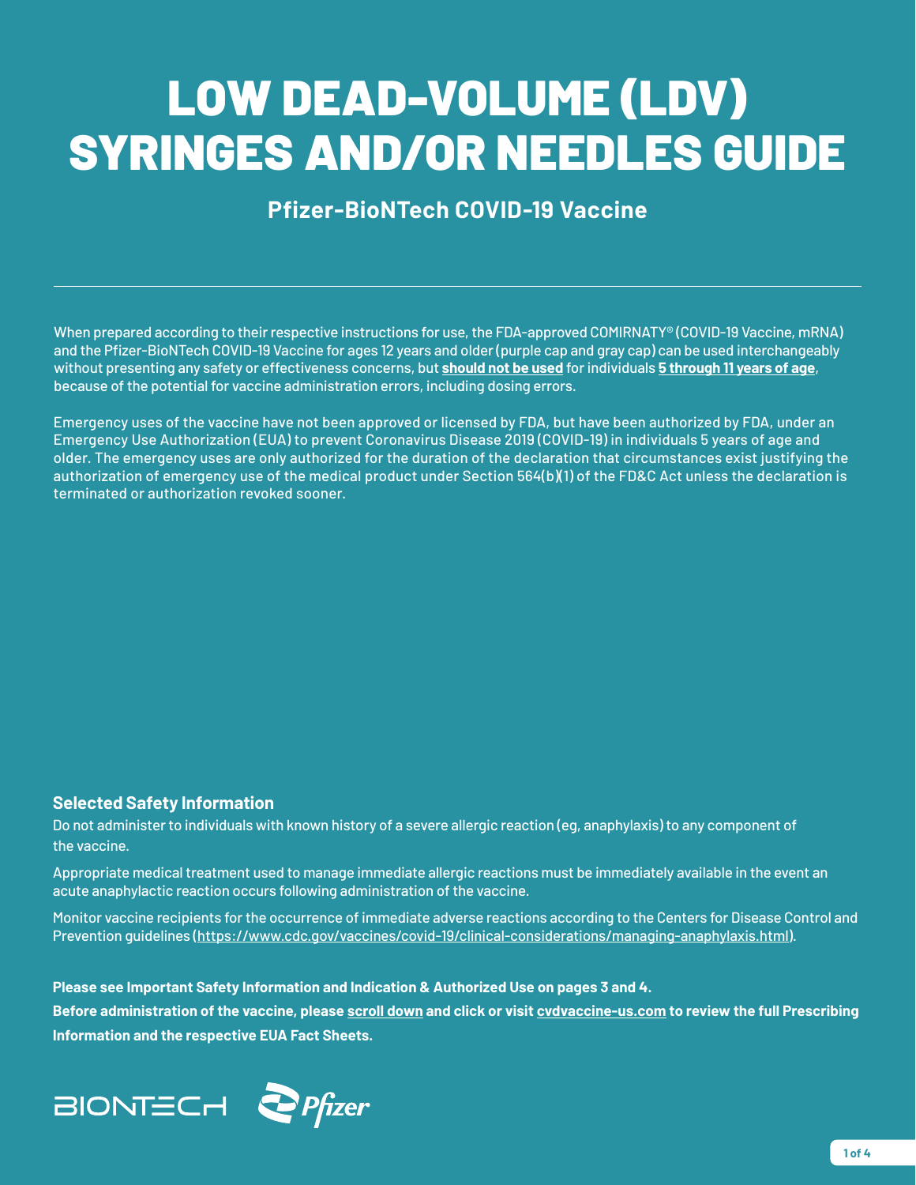# LOW DEAD-VOLUME (LDV) SYRINGES AND/OR NEEDLES GUIDE

## Pfizer-BioNTech COVID-19 Vaccine

When prepared according to their respective instructions for use, the FDA-approved COMIRNATY® (COVID-19 Vaccine, mRNA) and the Pfizer-BioNTech COVID-19 Vaccine for ages 12 years and older (purple cap and gray cap) can be used interchangeably without presenting any safety or effectiveness concerns, but **should not be used** for individuals **5 through 11 years of age**, because of the potential for vaccine administration errors, including dosing errors.

Emergency uses of the vaccine have not been approved or licensed by FDA, but have been authorized by FDA, under an Emergency Use Authorization (EUA) to prevent Coronavirus Disease 2019 (COVID-19) in individuals 5 years of age and older. The emergency uses are only authorized for the duration of the declaration that circumstances exist justifying the authorization of emergency use of the medical product under Section 564(b)(1) of the FD&C Act unless the declaration is terminated or authorization revoked sooner.

### Selected Safety Information

Do not administer to individuals with known history of a severe allergic reaction (eg, anaphylaxis) to any component of the vaccine.

Appropriate medical treatment used to manage immediate allergic reactions must be immediately available in the event an acute anaphylactic reaction occurs following administration of the vaccine.

Monitor vaccine recipients for the occurrence of immediate adverse reactions according to the Centers for Disease Control and Prevention guidelines (https://www.cdc.gov/vaccines/covid-19/clinical-considerations/managing-anaphylaxis.html).

**Please see Important Safety Information and Indication & Authorized Use on pages 3 and 4.**

**Before administration of the vaccine, please scroll down and click or visit cvdvaccine-us.com to review the full Prescribing Information and the respective EUA Fact Sheets.**

BIONTECH Pfizer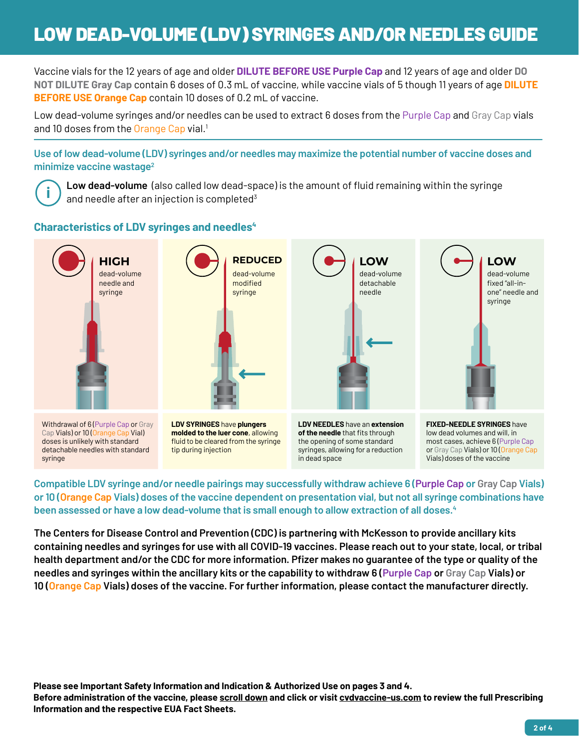# LOW DEAD-VOLUME (LDV) SYRINGES AND/OR NEEDLES GUIDE

Vaccine vials for the 12 years of age and older **DILUTE BEFORE USE Purple Cap** and 12 years of age and older **DO NOT DILUTE Gray Cap** contain 6 doses of 0.3 mL of vaccine, while vaccine vials of 5 though 11 years of age **DILUTE BEFORE USE Orange Cap** contain 10 doses of 0.2 mL of vaccine.

Low dead-volume syringes and/or needles can be used to extract 6 doses from the Purple Cap and Gray Cap vials and 10 doses from the Orange Cap vial.[1]

## Use of low dead-volume (LDV) syringes and/or needles may maximize the potential number of vaccine doses and minimize vaccine wastage[2]

**Low dead-volume** (also called low dead-space) is the amount of fluid remaining within the syringe and needle after an injection is completed[3]

### Characteristics of LDV syringes and needles[4]

**HIGH** dead-volume needle and syringe

Withdrawal of 6 (Purple Cap or Gray Cap Vials) or 10 (Orange Cap Vial) doses is unlikely with standard detachable needles with standard syringe

**REDUCED** dead-volume modified syringe

**LDV SYRINGES** have **plungers molded to the luer cone**, allowing fluid to be cleared from the syringe tip during injection

**LOW** dead-volume detachable needle

**LDV NEEDLES** have an **extension of the needle** that fits through the opening of some standard syringes, allowing for a reduction in dead space

**LOW** dead-volume fixed "all-in-one" needle and syringe

**FIXED-NEEDLE SYRINGES** have low dead volumes and will, in most cases, achieve 6 (Purple Cap or Gray Cap Vials) or 10 (Orange Cap Vials) doses of the vaccine

Compatible LDV syringe and/or needle pairings may successfully withdraw achieve 6 (Purple Cap or Gray Cap Vials) or 10 (Orange Cap Vials) doses of the vaccine dependent on presentation vial, but not all syringe combinations have been assessed or have a low dead-volume that is small enough to allow extraction of all doses.[4]

**The Centers for Disease Control and Prevention (CDC) is partnering with McKesson to provide ancillary kits containing needles and syringes for use with all COVID-19 vaccines. Please reach out to your state, local, or tribal health department and/or the CDC for more information. Pfizer makes no guarantee of the type or quality of the needles and syringes within the ancillary kits or the capability to withdraw 6 (Purple Cap or Gray Cap Vials) or 10 (Orange Cap Vials) doses of the vaccine. For further information, please contact the manufacturer directly.**

**Please see Important Safety Information and Indication & Authorized Use on pages 3 and 4.**
**Before administration of the vaccine, please scroll down and click or visit cvdvaccine-us.com to review the full Prescribing Information and the respective EUA Fact Sheets.**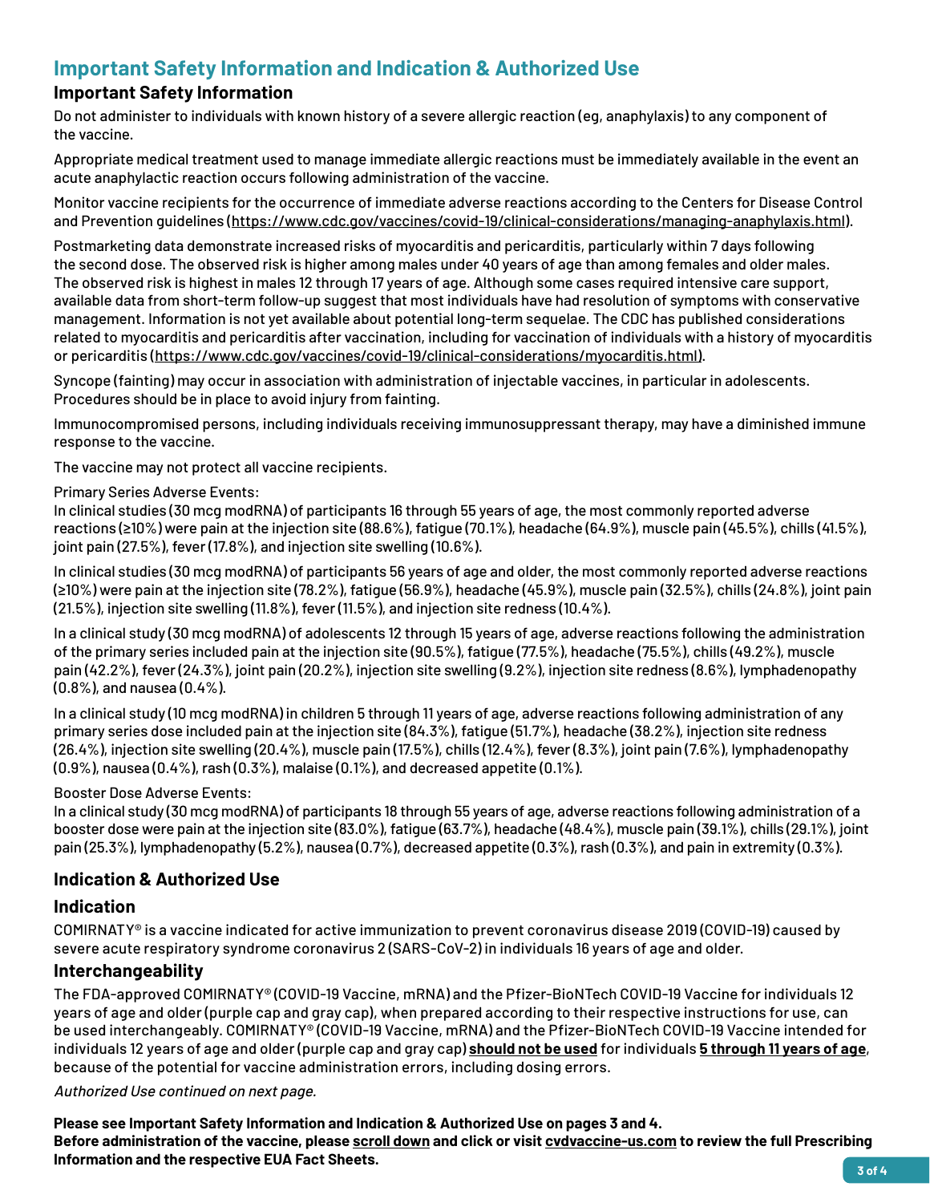## Important Safety Information and Indication & Authorized Use

### Important Safety Information

Do not administer to individuals with known history of a severe allergic reaction (eg, anaphylaxis) to any component of the vaccine.

Appropriate medical treatment used to manage immediate allergic reactions must be immediately available in the event an acute anaphylactic reaction occurs following administration of the vaccine.

Monitor vaccine recipients for the occurrence of immediate adverse reactions according to the Centers for Disease Control and Prevention guidelines (https://www.cdc.gov/vaccines/covid-19/clinical-considerations/managing-anaphylaxis.html).

Postmarketing data demonstrate increased risks of myocarditis and pericarditis, particularly within 7 days following the second dose. The observed risk is higher among males under 40 years of age than among females and older males. The observed risk is highest in males 12 through 17 years of age. Although some cases required intensive care support, available data from short-term follow-up suggest that most individuals have had resolution of symptoms with conservative management. Information is not yet available about potential long-term sequelae. The CDC has published considerations related to myocarditis and pericarditis after vaccination, including for vaccination of individuals with a history of myocarditis or pericarditis (https://www.cdc.gov/vaccines/covid-19/clinical-considerations/myocarditis.html).

Syncope (fainting) may occur in association with administration of injectable vaccines, in particular in adolescents. Procedures should be in place to avoid injury from fainting.

Immunocompromised persons, including individuals receiving immunosuppressant therapy, may have a diminished immune response to the vaccine.

The vaccine may not protect all vaccine recipients.

Primary Series Adverse Events:
In clinical studies (30 mcg modRNA) of participants 16 through 55 years of age, the most commonly reported adverse reactions (≥10%) were pain at the injection site (88.6%), fatigue (70.1%), headache (64.9%), muscle pain (45.5%), chills (41.5%), joint pain (27.5%), fever (17.8%), and injection site swelling (10.6%).

In clinical studies (30 mcg modRNA) of participants 56 years of age and older, the most commonly reported adverse reactions (≥10%) were pain at the injection site (78.2%), fatigue (56.9%), headache (45.9%), muscle pain (32.5%), chills (24.8%), joint pain (21.5%), injection site swelling (11.8%), fever (11.5%), and injection site redness (10.4%).

In a clinical study (30 mcg modRNA) of adolescents 12 through 15 years of age, adverse reactions following the administration of the primary series included pain at the injection site (90.5%), fatigue (77.5%), headache (75.5%), chills (49.2%), muscle pain (42.2%), fever (24.3%), joint pain (20.2%), injection site swelling (9.2%), injection site redness (8.6%), lymphadenopathy (0.8%), and nausea (0.4%).

In a clinical study (10 mcg modRNA) in children 5 through 11 years of age, adverse reactions following administration of any primary series dose included pain at the injection site (84.3%), fatigue (51.7%), headache (38.2%), injection site redness (26.4%), injection site swelling (20.4%), muscle pain (17.5%), chills (12.4%), fever (8.3%), joint pain (7.6%), lymphadenopathy (0.9%), nausea (0.4%), rash (0.3%), malaise (0.1%), and decreased appetite (0.1%).

Booster Dose Adverse Events:
In a clinical study (30 mcg modRNA) of participants 18 through 55 years of age, adverse reactions following administration of a booster dose were pain at the injection site (83.0%), fatigue (63.7%), headache (48.4%), muscle pain (39.1%), chills (29.1%), joint pain (25.3%), lymphadenopathy (5.2%), nausea (0.7%), decreased appetite (0.3%), rash (0.3%), and pain in extremity (0.3%).

### Indication & Authorized Use

### Indication

COMIRNATY® is a vaccine indicated for active immunization to prevent coronavirus disease 2019 (COVID-19) caused by severe acute respiratory syndrome coronavirus 2 (SARS-CoV-2) in individuals 16 years of age and older.

### Interchangeability

The FDA-approved COMIRNATY® (COVID-19 Vaccine, mRNA) and the Pfizer-BioNTech COVID-19 Vaccine for individuals 12 years of age and older (purple cap and gray cap), when prepared according to their respective instructions for use, can be used interchangeably. COMIRNATY® (COVID-19 Vaccine, mRNA) and the Pfizer-BioNTech COVID-19 Vaccine intended for individuals 12 years of age and older (purple cap and gray cap) **should not be used** for individuals **5 through 11 years of age**, because of the potential for vaccine administration errors, including dosing errors.

*Authorized Use continued on next page.*

**Please see Important Safety Information and Indication & Authorized Use on pages 3 and 4.**
**Before administration of the vaccine, please scroll down and click or visit cvdvaccine-us.com to review the full Prescribing Information and the respective EUA Fact Sheets.**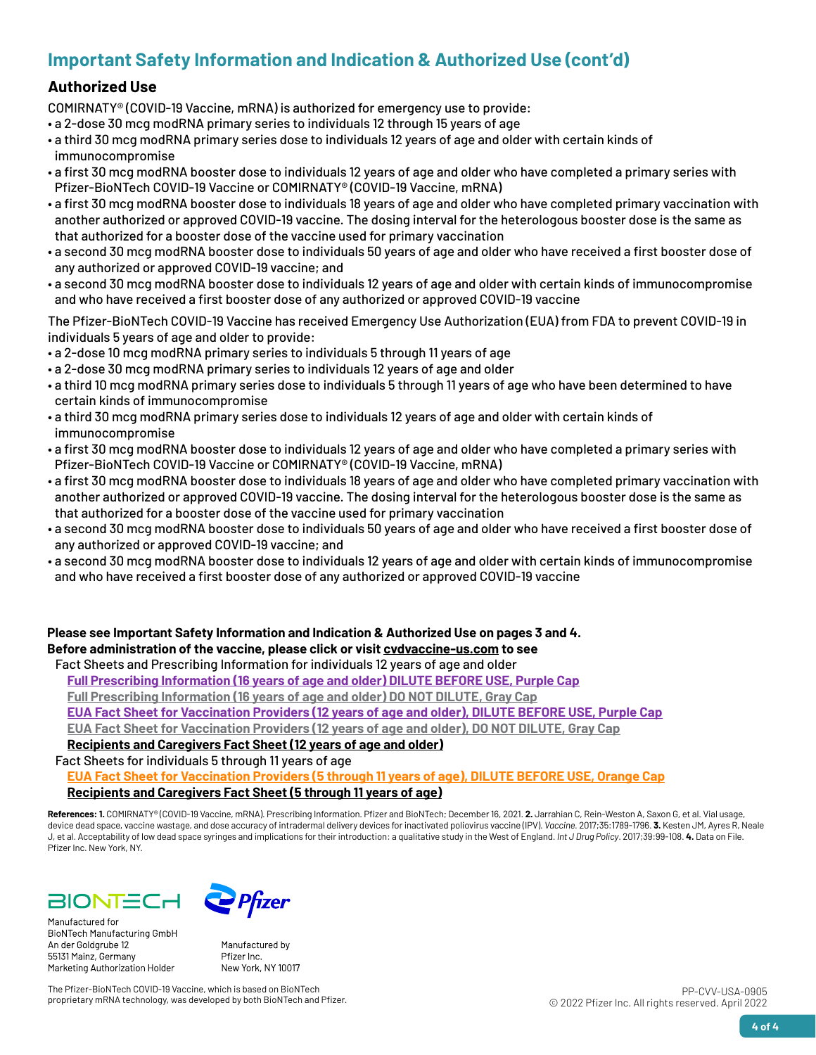## Important Safety Information and Indication & Authorized Use (cont'd)

### Authorized Use

COMIRNATY® (COVID-19 Vaccine, mRNA) is authorized for emergency use to provide:

- a 2-dose 30 mcg modRNA primary series to individuals 12 through 15 years of age
- a third 30 mcg modRNA primary series dose to individuals 12 years of age and older with certain kinds of immunocompromise
- a first 30 mcg modRNA booster dose to individuals 12 years of age and older who have completed a primary series with Pfizer-BioNTech COVID-19 Vaccine or COMIRNATY® (COVID-19 Vaccine, mRNA)
- a first 30 mcg modRNA booster dose to individuals 18 years of age and older who have completed primary vaccination with another authorized or approved COVID-19 vaccine. The dosing interval for the heterologous booster dose is the same as that authorized for a booster dose of the vaccine used for primary vaccination
- a second 30 mcg modRNA booster dose to individuals 50 years of age and older who have received a first booster dose of any authorized or approved COVID-19 vaccine; and
- a second 30 mcg modRNA booster dose to individuals 12 years of age and older with certain kinds of immunocompromise and who have received a first booster dose of any authorized or approved COVID-19 vaccine

The Pfizer-BioNTech COVID-19 Vaccine has received Emergency Use Authorization (EUA) from FDA to prevent COVID-19 in individuals 5 years of age and older to provide:

- a 2-dose 10 mcg modRNA primary series to individuals 5 through 11 years of age
- a 2-dose 30 mcg modRNA primary series to individuals 12 years of age and older
- a third 10 mcg modRNA primary series dose to individuals 5 through 11 years of age who have been determined to have certain kinds of immunocompromise
- a third 30 mcg modRNA primary series dose to individuals 12 years of age and older with certain kinds of immunocompromise
- a first 30 mcg modRNA booster dose to individuals 12 years of age and older who have completed a primary series with Pfizer-BioNTech COVID-19 Vaccine or COMIRNATY® (COVID-19 Vaccine, mRNA)
- a first 30 mcg modRNA booster dose to individuals 18 years of age and older who have completed primary vaccination with another authorized or approved COVID-19 vaccine. The dosing interval for the heterologous booster dose is the same as that authorized for a booster dose of the vaccine used for primary vaccination
- a second 30 mcg modRNA booster dose to individuals 50 years of age and older who have received a first booster dose of any authorized or approved COVID-19 vaccine; and
- a second 30 mcg modRNA booster dose to individuals 12 years of age and older with certain kinds of immunocompromise and who have received a first booster dose of any authorized or approved COVID-19 vaccine

**Please see Important Safety Information and Indication & Authorized Use on pages 3 and 4.**
**Before administration of the vaccine, please click or visit cvdvaccine-us.com to see**

Fact Sheets and Prescribing Information for individuals 12 years of age and older

- **Full Prescribing Information (16 years of age and older) DILUTE BEFORE USE, Purple Cap**
- **Full Prescribing Information (16 years of age and older) DO NOT DILUTE, Gray Cap**
- **EUA Fact Sheet for Vaccination Providers (12 years of age and older), DILUTE BEFORE USE, Purple Cap**
- **EUA Fact Sheet for Vaccination Providers (12 years of age and older), DO NOT DILUTE, Gray Cap**
- **Recipients and Caregivers Fact Sheet (12 years of age and older)**

Fact Sheets for individuals 5 through 11 years of age

- **EUA Fact Sheet for Vaccination Providers (5 through 11 years of age), DILUTE BEFORE USE, Orange Cap**
- **Recipients and Caregivers Fact Sheet (5 through 11 years of age)**

**References: 1.** COMIRNATY® (COVID-19 Vaccine, mRNA). Prescribing Information. Pfizer and BioNTech; December 16, 2021. **2.** Jarrahian C, Rein-Weston A, Saxon G, et al. Vial usage, device dead space, vaccine wastage, and dose accuracy of intradermal delivery devices for inactivated poliovirus vaccine (IPV). *Vaccine.* 2017;35:1789-1796. **3.** Kesten JM, Ayres R, Neale J, et al. Acceptability of low dead space syringes and implications for their introduction: a qualitative study in the West of England. *Int J Drug Policy*. 2017;39:99-108. **4.** Data on File. Pfizer Inc. New York, NY.

BIONTECH

Manufactured for
BioNTech Manufacturing GmbH
An der Goldgrube 12
55131 Mainz, Germany
Marketing Authorization Holder

Pfizer

Manufactured by
Pfizer Inc.
New York, NY 10017

The Pfizer-BioNTech COVID-19 Vaccine, which is based on BioNTech proprietary mRNA technology, was developed by both BioNTech and Pfizer.

PP-CVV-USA-0905
© 2022 Pfizer Inc. All rights reserved. April 2022